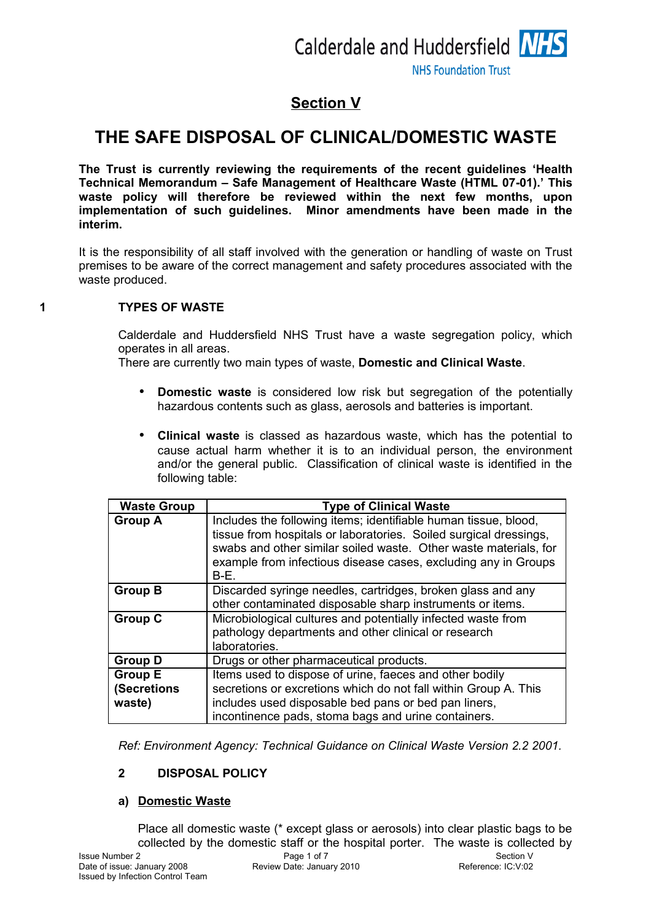# Section V

# THE SAFE DISPOSAL OF CLINICAL/DOMESTIC WASTE

**The Trust is currently reviewing the requirements of the recent guidelines 'Health Technical Memorandum – Safe Management of Healthcare Waste (HTML 07-01).' This waste policy will therefore be reviewed within the next few months, upon implementation of such guidelines. Minor amendments have been made in the interim.**

It is the responsibility of all staff involved with the generation or handling of waste on Trust premises to be aware of the correct management and safety procedures associated with the waste produced.

## 1 TYPES OF WASTE

Calderdale and Huddersfield NHS Trust have a waste segregation policy, which operates in all areas.

There are currently two main types of waste, **Domestic and Clinical Waste**.

- **Domestic waste** is considered low risk but segregation of the potentially hazardous contents such as glass, aerosols and batteries is important.
- **Clinical waste** is classed as hazardous waste, which has the potential to cause actual harm whether it is to an individual person, the environment and/or the general public. Classification of clinical waste is identified in the following table:

| Waste Group | Type of Clinical Waste |
|---|---|
| **Group A** | Includes the following items; identifiable human tissue, blood, tissue from hospitals or laboratories. Soiled surgical dressings, swabs and other similar soiled waste. Other waste materials, for example from infectious disease cases, excluding any in Groups B-E. |
| **Group B** | Discarded syringe needles, cartridges, broken glass and any other contaminated disposable sharp instruments or items. |
| **Group C** | Microbiological cultures and potentially infected waste from pathology departments and other clinical or research laboratories. |
| **Group D** | Drugs or other pharmaceutical products. |
| **Group E (Secretions waste)** | Items used to dispose of urine, faeces and other bodily secretions or excretions which do not fall within Group A. This includes used disposable bed pans or bed pan liners, incontinence pads, stoma bags and urine containers. |

*Ref: Environment Agency: Technical Guidance on Clinical Waste Version 2.2 2001.*

## 2 DISPOSAL POLICY

### a) Domestic Waste

Place all domestic waste (* except glass or aerosols) into clear plastic bags to be collected by the domestic staff or the hospital porter. The waste is collected by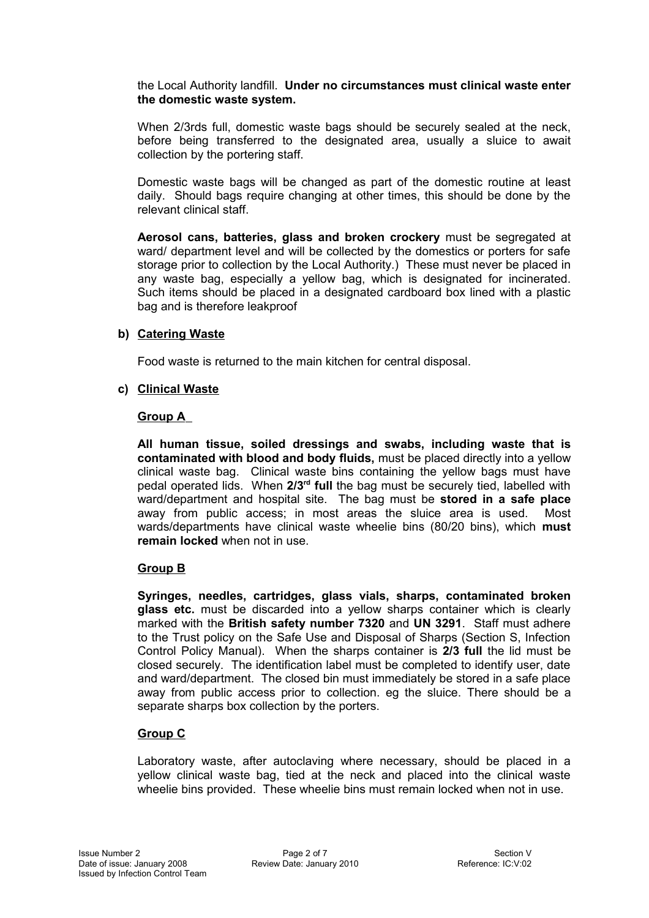the Local Authority landfill. **Under no circumstances must clinical waste enter the domestic waste system.**

When 2/3rds full, domestic waste bags should be securely sealed at the neck, before being transferred to the designated area, usually a sluice to await collection by the portering staff.

Domestic waste bags will be changed as part of the domestic routine at least daily. Should bags require changing at other times, this should be done by the relevant clinical staff.

**Aerosol cans, batteries, glass and broken crockery** must be segregated at ward/ department level and will be collected by the domestics or porters for safe storage prior to collection by the Local Authority.) These must never be placed in any waste bag, especially a yellow bag, which is designated for incinerated. Such items should be placed in a designated cardboard box lined with a plastic bag and is therefore leakproof

**b) Catering Waste**

Food waste is returned to the main kitchen for central disposal.

**c) Clinical Waste**

**Group A**

**All human tissue, soiled dressings and swabs, including waste that is contaminated with blood and body fluids,** must be placed directly into a yellow clinical waste bag. Clinical waste bins containing the yellow bags must have pedal operated lids. When **2/3rd full** the bag must be securely tied, labelled with ward/department and hospital site. The bag must be **stored in a safe place** away from public access; in most areas the sluice area is used. Most wards/departments have clinical waste wheelie bins (80/20 bins), which **must remain locked** when not in use.

**Group B**

**Syringes, needles, cartridges, glass vials, sharps, contaminated broken glass etc.** must be discarded into a yellow sharps container which is clearly marked with the **British safety number 7320** and **UN 3291**. Staff must adhere to the Trust policy on the Safe Use and Disposal of Sharps (Section S, Infection Control Policy Manual). When the sharps container is **2/3 full** the lid must be closed securely. The identification label must be completed to identify user, date and ward/department. The closed bin must immediately be stored in a safe place away from public access prior to collection. eg the sluice. There should be a separate sharps box collection by the porters.

**Group C**

Laboratory waste, after autoclaving where necessary, should be placed in a yellow clinical waste bag, tied at the neck and placed into the clinical waste wheelie bins provided. These wheelie bins must remain locked when not in use.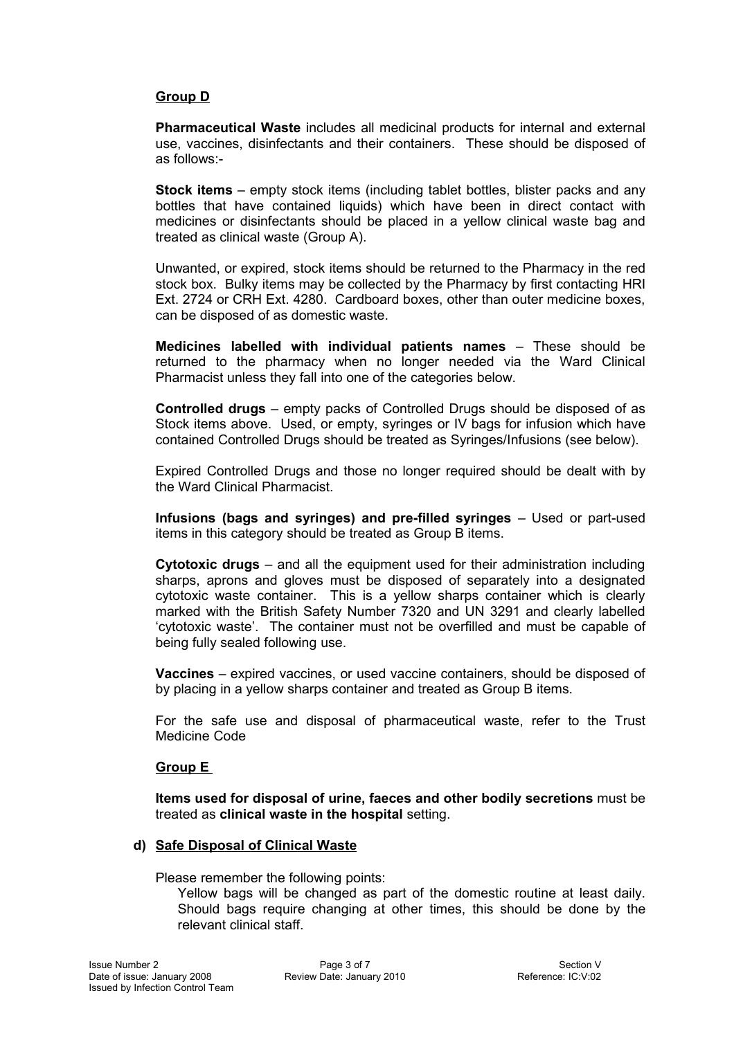**Group D**

**Pharmaceutical Waste** includes all medicinal products for internal and external use, vaccines, disinfectants and their containers. These should be disposed of as follows:-

**Stock items** – empty stock items (including tablet bottles, blister packs and any bottles that have contained liquids) which have been in direct contact with medicines or disinfectants should be placed in a yellow clinical waste bag and treated as clinical waste (Group A).

Unwanted, or expired, stock items should be returned to the Pharmacy in the red stock box. Bulky items may be collected by the Pharmacy by first contacting HRI Ext. 2724 or CRH Ext. 4280. Cardboard boxes, other than outer medicine boxes, can be disposed of as domestic waste.

**Medicines labelled with individual patients names** – These should be returned to the pharmacy when no longer needed via the Ward Clinical Pharmacist unless they fall into one of the categories below.

**Controlled drugs** – empty packs of Controlled Drugs should be disposed of as Stock items above. Used, or empty, syringes or IV bags for infusion which have contained Controlled Drugs should be treated as Syringes/Infusions (see below).

Expired Controlled Drugs and those no longer required should be dealt with by the Ward Clinical Pharmacist.

**Infusions (bags and syringes) and pre-filled syringes** – Used or part-used items in this category should be treated as Group B items.

**Cytotoxic drugs** – and all the equipment used for their administration including sharps, aprons and gloves must be disposed of separately into a designated cytotoxic waste container. This is a yellow sharps container which is clearly marked with the British Safety Number 7320 and UN 3291 and clearly labelled 'cytotoxic waste'. The container must not be overfilled and must be capable of being fully sealed following use.

**Vaccines** – expired vaccines, or used vaccine containers, should be disposed of by placing in a yellow sharps container and treated as Group B items.

For the safe use and disposal of pharmaceutical waste, refer to the Trust Medicine Code

**Group E**

**Items used for disposal of urine, faeces and other bodily secretions** must be treated as **clinical waste in the hospital** setting.

**d) Safe Disposal of Clinical Waste**

Please remember the following points:

Yellow bags will be changed as part of the domestic routine at least daily. Should bags require changing at other times, this should be done by the relevant clinical staff.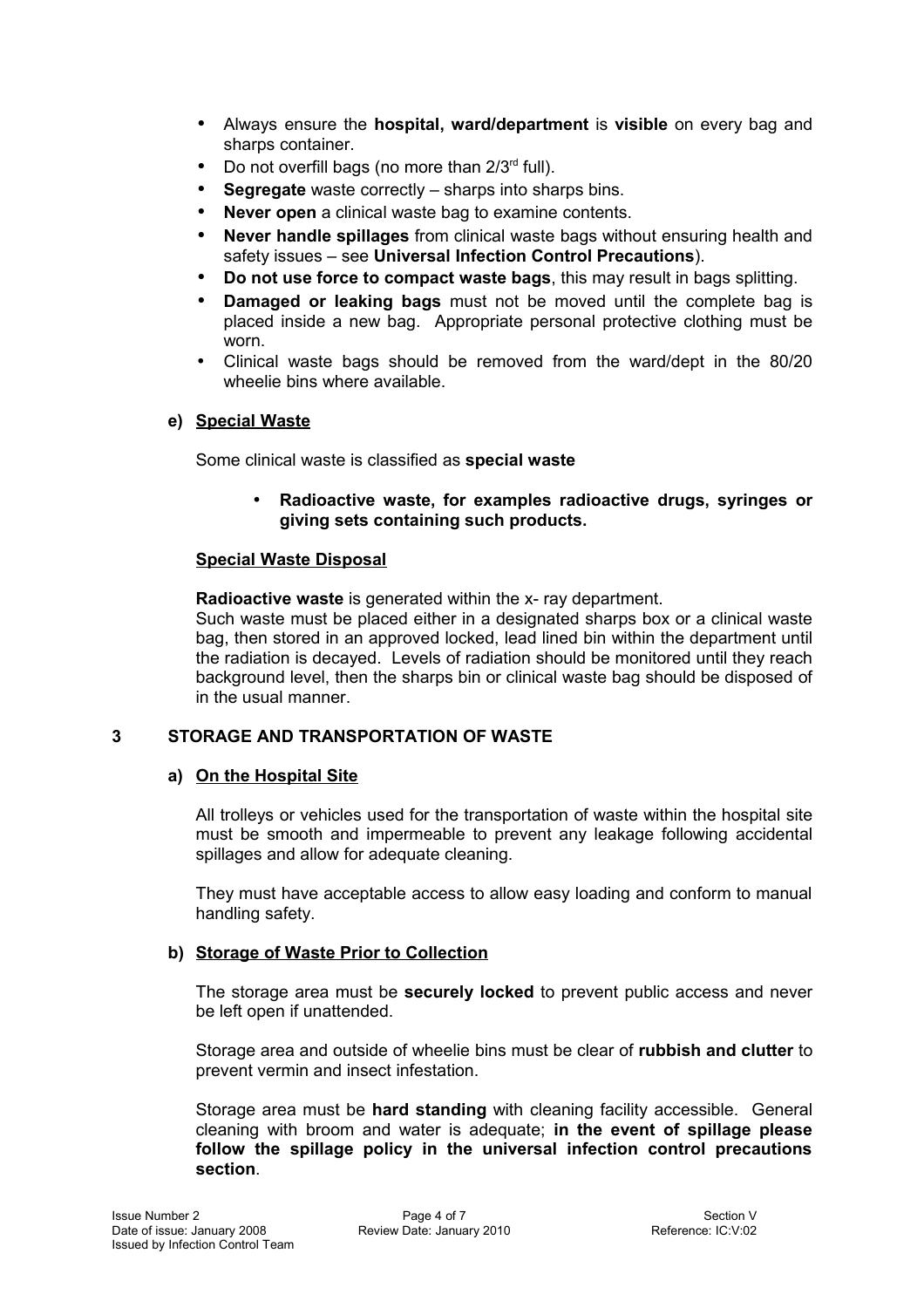- Always ensure the **hospital, ward/department** is **visible** on every bag and sharps container.
- Do not overfill bags (no more than 2/3rd full).
- **Segregate** waste correctly – sharps into sharps bins.
- **Never open** a clinical waste bag to examine contents.
- **Never handle spillages** from clinical waste bags without ensuring health and safety issues – see **Universal Infection Control Precautions**).
- **Do not use force to compact waste bags**, this may result in bags splitting.
- **Damaged or leaking bags** must not be moved until the complete bag is placed inside a new bag. Appropriate personal protective clothing must be worn.
- Clinical waste bags should be removed from the ward/dept in the 80/20 wheelie bins where available.

### e) Special Waste

Some clinical waste is classified as **special waste**

- **Radioactive waste, for examples radioactive drugs, syringes or giving sets containing such products.**

#### Special Waste Disposal

**Radioactive waste** is generated within the x- ray department.
Such waste must be placed either in a designated sharps box or a clinical waste bag, then stored in an approved locked, lead lined bin within the department until the radiation is decayed. Levels of radiation should be monitored until they reach background level, then the sharps bin or clinical waste bag should be disposed of in the usual manner.

## 3 STORAGE AND TRANSPORTATION OF WASTE

### a) On the Hospital Site

All trolleys or vehicles used for the transportation of waste within the hospital site must be smooth and impermeable to prevent any leakage following accidental spillages and allow for adequate cleaning.

They must have acceptable access to allow easy loading and conform to manual handling safety.

### b) Storage of Waste Prior to Collection

The storage area must be **securely locked** to prevent public access and never be left open if unattended.

Storage area and outside of wheelie bins must be clear of **rubbish and clutter** to prevent vermin and insect infestation.

Storage area must be **hard standing** with cleaning facility accessible. General cleaning with broom and water is adequate; **in the event of spillage please follow the spillage policy in the universal infection control precautions section**.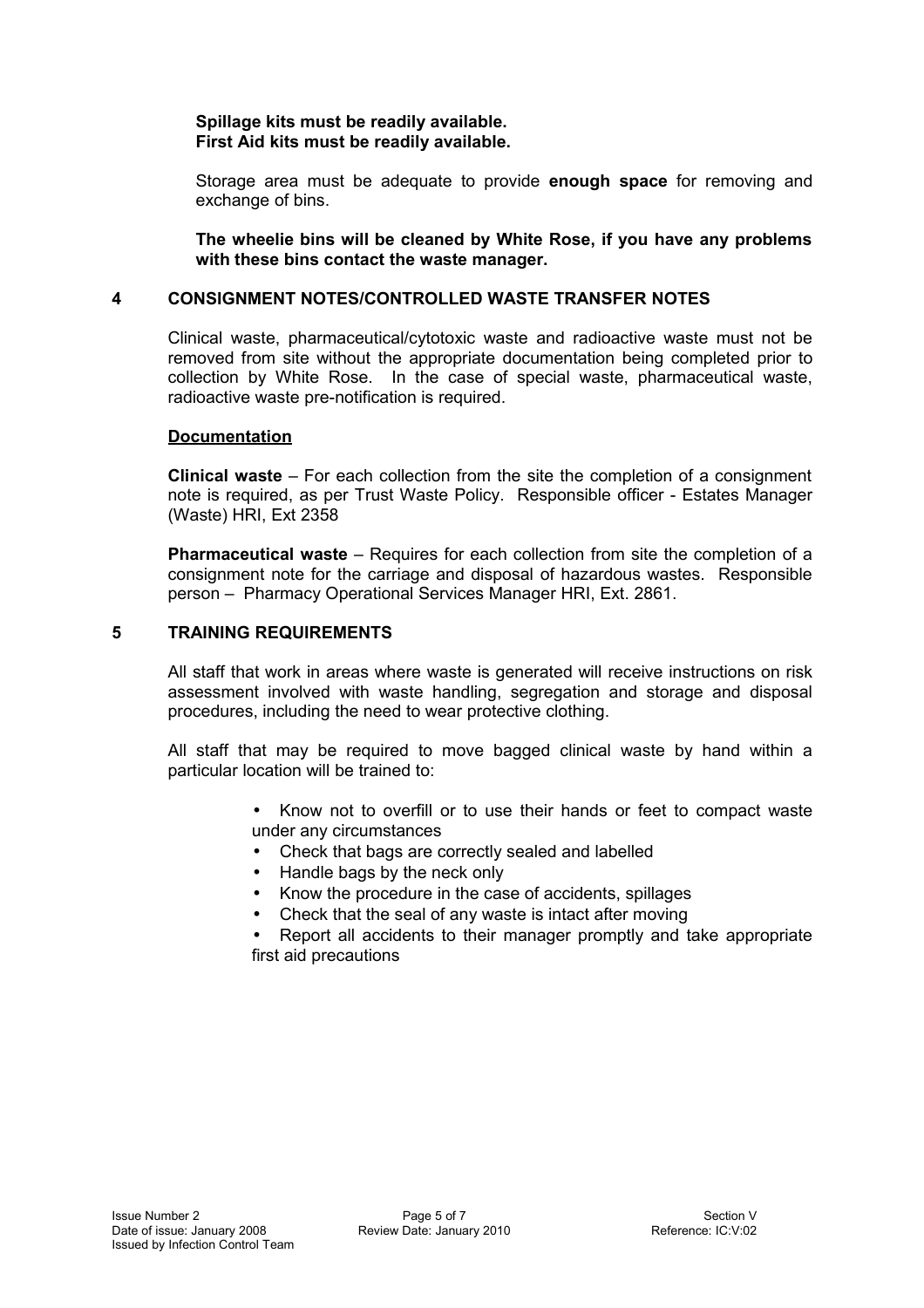**Spillage kits must be readily available.**
**First Aid kits must be readily available.**

Storage area must be adequate to provide **enough space** for removing and exchange of bins.

**The wheelie bins will be cleaned by White Rose, if you have any problems with these bins contact the waste manager.**

## 4 CONSIGNMENT NOTES/CONTROLLED WASTE TRANSFER NOTES

Clinical waste, pharmaceutical/cytotoxic waste and radioactive waste must not be removed from site without the appropriate documentation being completed prior to collection by White Rose. In the case of special waste, pharmaceutical waste, radioactive waste pre-notification is required.

**Documentation**

**Clinical waste** – For each collection from the site the completion of a consignment note is required, as per Trust Waste Policy. Responsible officer - Estates Manager (Waste) HRI, Ext 2358

**Pharmaceutical waste** – Requires for each collection from site the completion of a consignment note for the carriage and disposal of hazardous wastes. Responsible person – Pharmacy Operational Services Manager HRI, Ext. 2861.

## 5 TRAINING REQUIREMENTS

All staff that work in areas where waste is generated will receive instructions on risk assessment involved with waste handling, segregation and storage and disposal procedures, including the need to wear protective clothing.

All staff that may be required to move bagged clinical waste by hand within a particular location will be trained to:

- Know not to overfill or to use their hands or feet to compact waste under any circumstances
- Check that bags are correctly sealed and labelled
- Handle bags by the neck only
- Know the procedure in the case of accidents, spillages
- Check that the seal of any waste is intact after moving
- Report all accidents to their manager promptly and take appropriate first aid precautions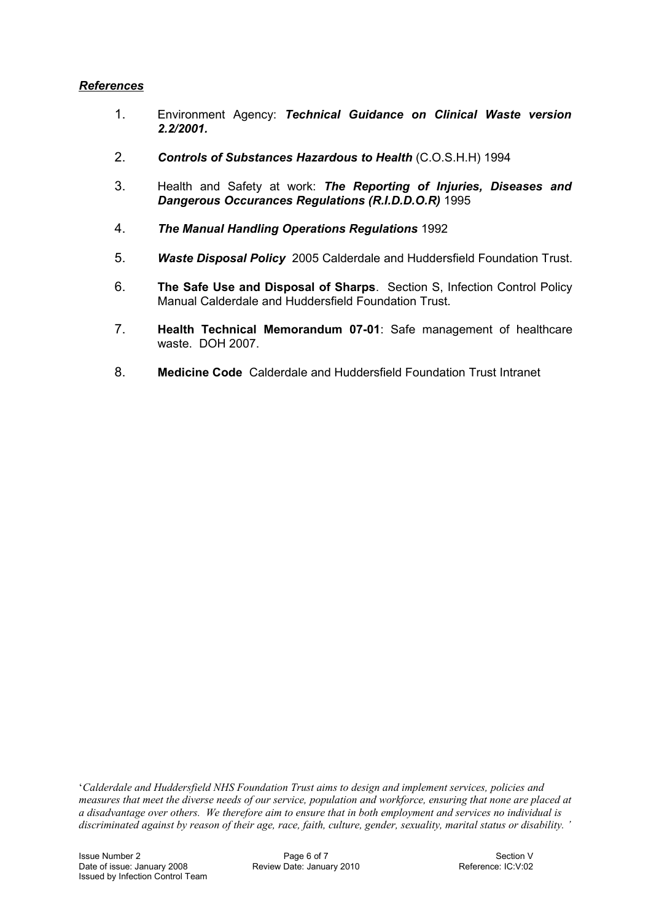***References***

1. Environment Agency: ***Technical Guidance on Clinical Waste version 2.2/2001.***

2. ***Controls of Substances Hazardous to Health*** (C.O.S.H.H) 1994

3. Health and Safety at work: ***The Reporting of Injuries, Diseases and Dangerous Occurances Regulations (R.I.D.D.O.R)*** 1995

4. ***The Manual Handling Operations Regulations*** 1992

5. ***Waste Disposal Policy*** 2005 Calderdale and Huddersfield Foundation Trust.

6. **The Safe Use and Disposal of Sharps**. Section S, Infection Control Policy Manual Calderdale and Huddersfield Foundation Trust.

7. **Health Technical Memorandum 07-01**: Safe management of healthcare waste. DOH 2007.

8. **Medicine Code** Calderdale and Huddersfield Foundation Trust Intranet

'*Calderdale and Huddersfield NHS Foundation Trust aims to design and implement services, policies and measures that meet the diverse needs of our service, population and workforce, ensuring that none are placed at a disadvantage over others. We therefore aim to ensure that in both employment and services no individual is discriminated against by reason of their age, race, faith, culture, gender, sexuality, marital status or disability.* '

Issue Number 2
Date of issue: January 2008
Issued by Infection Control Team

Review Date: January 2010

Section V
Reference: IC:V:02